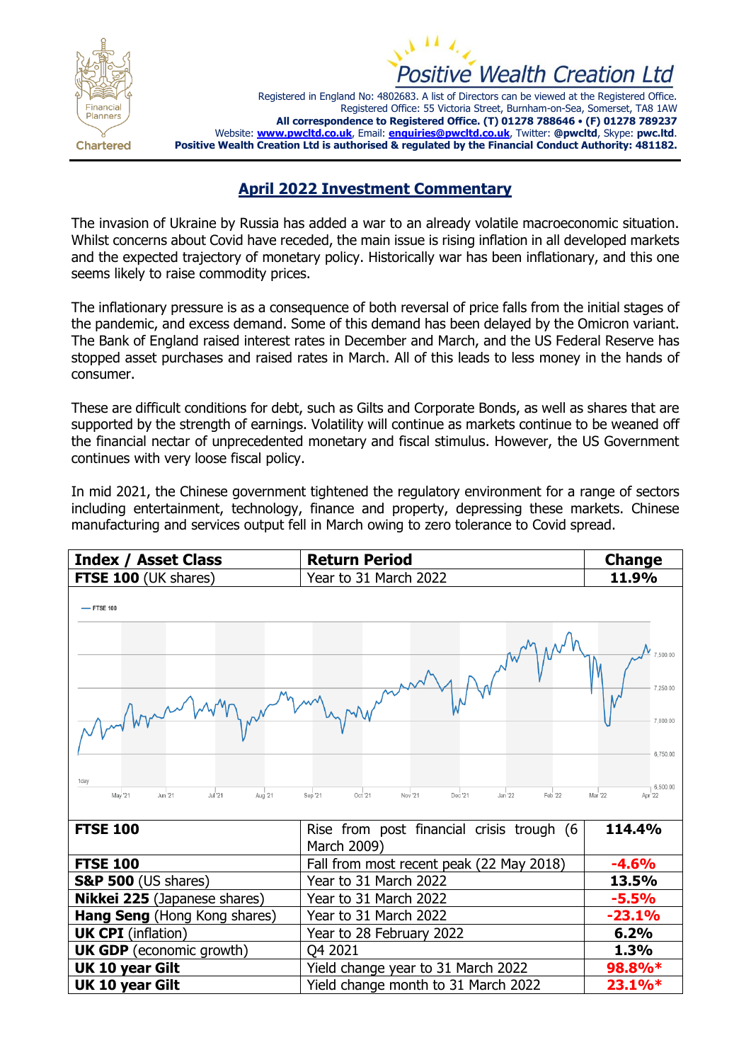Positive Wealth Creation Ltd

Registered in England No: 4802683. A list of Directors can be viewed at the Registered Office.
Registered Office: 55 Victoria Street, Burnham-on-Sea, Somerset, TA8 1AW
**All correspondence to Registered Office. (T) 01278 788646 • (F) 01278 789237**
Website: **www.pwcltd.co.uk**, Email: **enquiries@pwcltd.co.uk**, Twitter: **@pwcltd**, Skype: **pwc.ltd**.
**Positive Wealth Creation Ltd is authorised & regulated by the Financial Conduct Authority: 481182.**

# April 2022 Investment Commentary

The invasion of Ukraine by Russia has added a war to an already volatile macroeconomic situation. Whilst concerns about Covid have receded, the main issue is rising inflation in all developed markets and the expected trajectory of monetary policy. Historically war has been inflationary, and this one seems likely to raise commodity prices.

The inflationary pressure is as a consequence of both reversal of price falls from the initial stages of the pandemic, and excess demand. Some of this demand has been delayed by the Omicron variant. The Bank of England raised interest rates in December and March, and the US Federal Reserve has stopped asset purchases and raised rates in March. All of this leads to less money in the hands of consumer.

These are difficult conditions for debt, such as Gilts and Corporate Bonds, as well as shares that are supported by the strength of earnings. Volatility will continue as markets continue to be weaned off the financial nectar of unprecedented monetary and fiscal stimulus. However, the US Government continues with very loose fiscal policy.

In mid 2021, the Chinese government tightened the regulatory environment for a range of sectors including entertainment, technology, finance and property, depressing these markets. Chinese manufacturing and services output fell in March owing to zero tolerance to Covid spread.

| Index / Asset Class | Return Period | Change |
|---|---|---|
| **FTSE 100** (UK shares) | Year to 31 March 2022 | **11.9%** |
| **FTSE 100** | Rise from post financial crisis trough (6 March 2009) | **114.4%** |
| **FTSE 100** | Fall from most recent peak (22 May 2018) | **-4.6%** |
| **S&P 500** (US shares) | Year to 31 March 2022 | **13.5%** |
| **Nikkei 225** (Japanese shares) | Year to 31 March 2022 | **-5.5%** |
| **Hang Seng** (Hong Kong shares) | Year to 31 March 2022 | **-23.1%** |
| **UK CPI** (inflation) | Year to 28 February 2022 | **6.2%** |
| **UK GDP** (economic growth) | Q4 2021 | **1.3%** |
| **UK 10 year Gilt** | Yield change year to 31 March 2022 | **98.8%*** |
| **UK 10 year Gilt** | Yield change month to 31 March 2022 | **23.1%*** |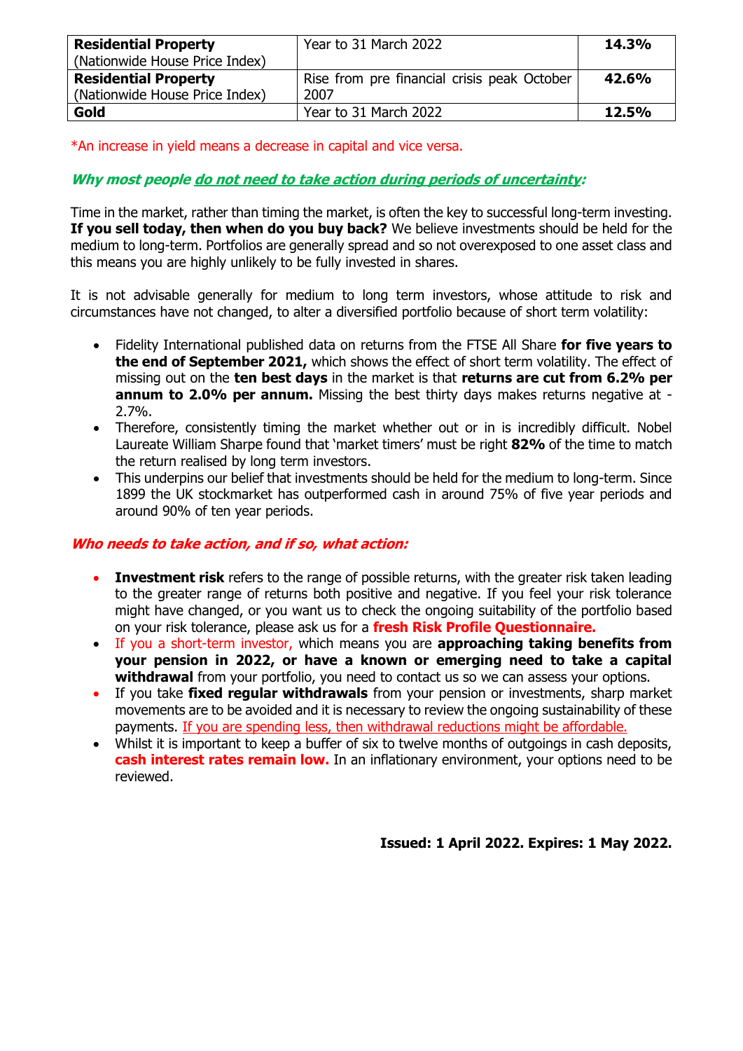| | | |
|---|---|---|
| **Residential Property** (Nationwide House Price Index) | Year to 31 March 2022 | **14.3%** |
| **Residential Property** (Nationwide House Price Index) | Rise from pre financial crisis peak October 2007 | **42.6%** |
| **Gold** | Year to 31 March 2022 | **12.5%** |

*An increase in yield means a decrease in capital and vice versa.

### ***Why most people do not need to take action during periods of uncertainty:***

Time in the market, rather than timing the market, is often the key to successful long-term investing. **If you sell today, then when do you buy back?** We believe investments should be held for the medium to long-term. Portfolios are generally spread and so not overexposed to one asset class and this means you are highly unlikely to be fully invested in shares.

It is not advisable generally for medium to long term investors, whose attitude to risk and circumstances have not changed, to alter a diversified portfolio because of short term volatility:

- Fidelity International published data on returns from the FTSE All Share **for five years to the end of September 2021,** which shows the effect of short term volatility. The effect of missing out on the **ten best days** in the market is that **returns are cut from 6.2% per annum to 2.0% per annum.** Missing the best thirty days makes returns negative at -2.7%.
- Therefore, consistently timing the market whether out or in is incredibly difficult. Nobel Laureate William Sharpe found that 'market timers' must be right **82%** of the time to match the return realised by long term investors.
- This underpins our belief that investments should be held for the medium to long-term. Since 1899 the UK stockmarket has outperformed cash in around 75% of five year periods and around 90% of ten year periods.

### ***Who needs to take action, and if so, what action:***

- **Investment risk** refers to the range of possible returns, with the greater risk taken leading to the greater range of returns both positive and negative. If you feel your risk tolerance might have changed, or you want us to check the ongoing suitability of the portfolio based on your risk tolerance, please ask us for a **fresh Risk Profile Questionnaire.**
- If you a short-term investor, which means you are **approaching taking benefits from your pension in 2022, or have a known or emerging need to take a capital withdrawal** from your portfolio, you need to contact us so we can assess your options.
- If you take **fixed regular withdrawals** from your pension or investments, sharp market movements are to be avoided and it is necessary to review the ongoing sustainability of these payments. If you are spending less, then withdrawal reductions might be affordable.
- Whilst it is important to keep a buffer of six to twelve months of outgoings in cash deposits, **cash interest rates remain low.** In an inflationary environment, your options need to be reviewed.

**Issued: 1 April 2022. Expires: 1 May 2022.**